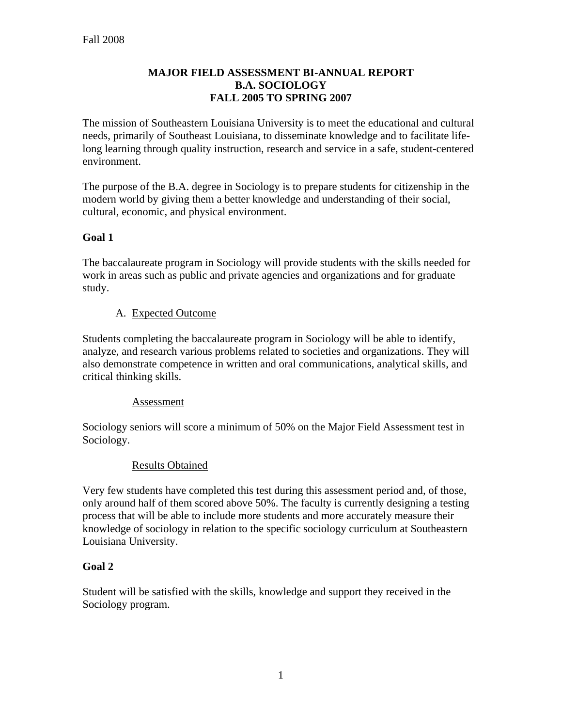Fall 2008

# MAJOR FIELD ASSESSMENT BI-ANNUAL REPORT
## B.A. SOCIOLOGY
## FALL 2005 TO SPRING 2007

The mission of Southeastern Louisiana University is to meet the educational and cultural needs, primarily of Southeast Louisiana, to disseminate knowledge and to facilitate life-long learning through quality instruction, research and service in a safe, student-centered environment.

The purpose of the B.A. degree in Sociology is to prepare students for citizenship in the modern world by giving them a better knowledge and understanding of their social, cultural, economic, and physical environment.

### Goal 1

The baccalaureate program in Sociology will provide students with the skills needed for work in areas such as public and private agencies and organizations and for graduate study.

A. Expected Outcome

Students completing the baccalaureate program in Sociology will be able to identify, analyze, and research various problems related to societies and organizations. They will also demonstrate competence in written and oral communications, analytical skills, and critical thinking skills.

Assessment

Sociology seniors will score a minimum of 50% on the Major Field Assessment test in Sociology.

Results Obtained

Very few students have completed this test during this assessment period and, of those, only around half of them scored above 50%. The faculty is currently designing a testing process that will be able to include more students and more accurately measure their knowledge of sociology in relation to the specific sociology curriculum at Southeastern Louisiana University.

### Goal 2

Student will be satisfied with the skills, knowledge and support they received in the Sociology program.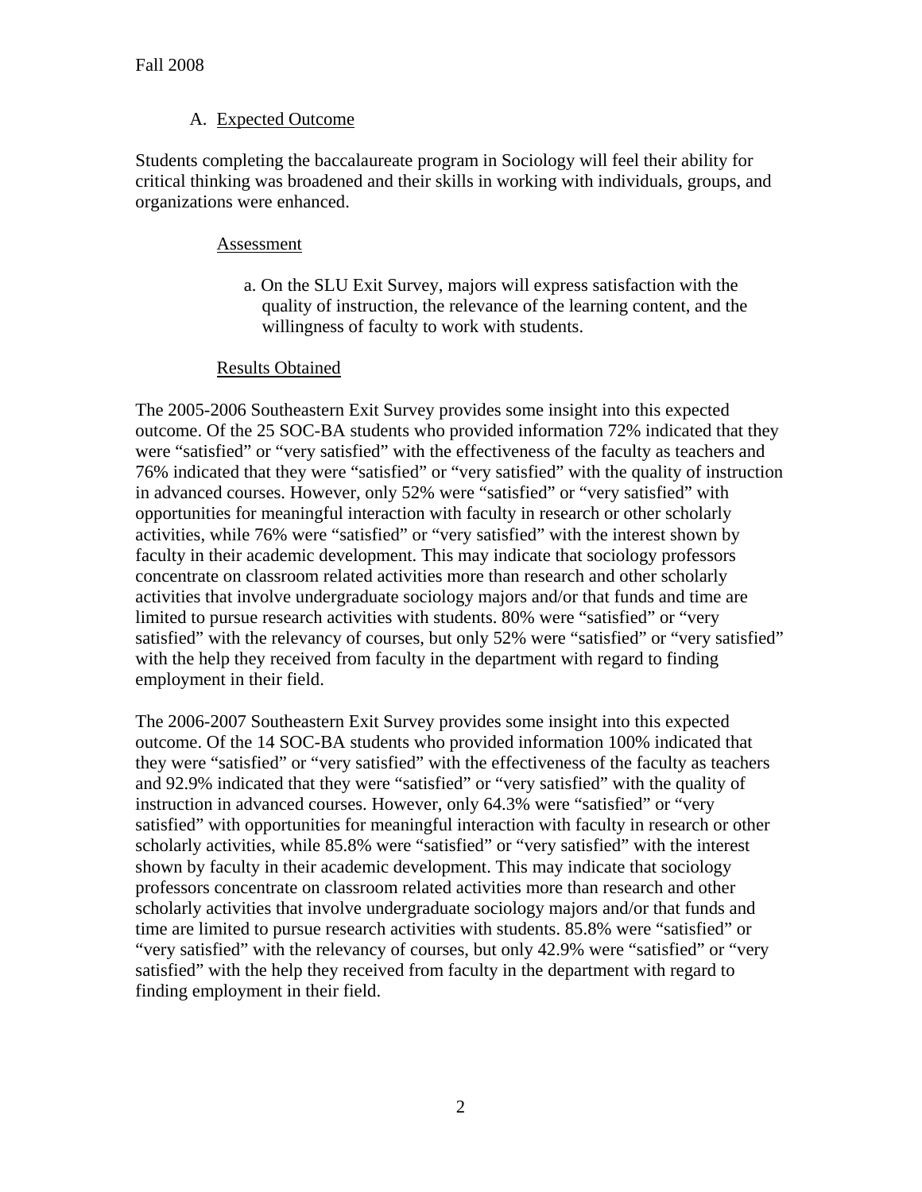Fall 2008

A. Expected Outcome

Students completing the baccalaureate program in Sociology will feel their ability for critical thinking was broadened and their skills in working with individuals, groups, and organizations were enhanced.

Assessment

a. On the SLU Exit Survey, majors will express satisfaction with the quality of instruction, the relevance of the learning content, and the willingness of faculty to work with students.

Results Obtained

The 2005-2006 Southeastern Exit Survey provides some insight into this expected outcome. Of the 25 SOC-BA students who provided information 72% indicated that they were "satisfied" or "very satisfied" with the effectiveness of the faculty as teachers and 76% indicated that they were "satisfied" or "very satisfied" with the quality of instruction in advanced courses. However, only 52% were "satisfied" or "very satisfied" with opportunities for meaningful interaction with faculty in research or other scholarly activities, while 76% were "satisfied" or "very satisfied" with the interest shown by faculty in their academic development. This may indicate that sociology professors concentrate on classroom related activities more than research and other scholarly activities that involve undergraduate sociology majors and/or that funds and time are limited to pursue research activities with students. 80% were "satisfied" or "very satisfied" with the relevancy of courses, but only 52% were "satisfied" or "very satisfied" with the help they received from faculty in the department with regard to finding employment in their field.

The 2006-2007 Southeastern Exit Survey provides some insight into this expected outcome. Of the 14 SOC-BA students who provided information 100% indicated that they were "satisfied" or "very satisfied" with the effectiveness of the faculty as teachers and 92.9% indicated that they were "satisfied" or "very satisfied" with the quality of instruction in advanced courses. However, only 64.3% were "satisfied" or "very satisfied" with opportunities for meaningful interaction with faculty in research or other scholarly activities, while 85.8% were "satisfied" or "very satisfied" with the interest shown by faculty in their academic development. This may indicate that sociology professors concentrate on classroom related activities more than research and other scholarly activities that involve undergraduate sociology majors and/or that funds and time are limited to pursue research activities with students. 85.8% were "satisfied" or "very satisfied" with the relevancy of courses, but only 42.9% were "satisfied" or "very satisfied" with the help they received from faculty in the department with regard to finding employment in their field.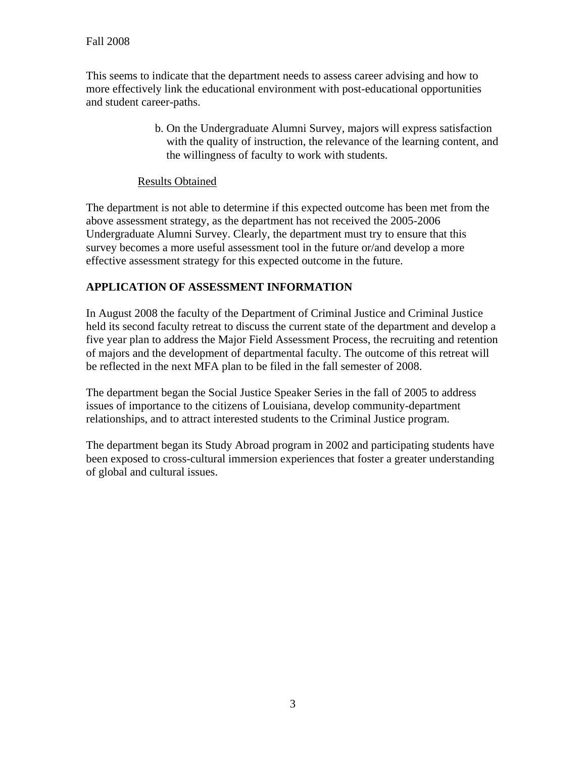This seems to indicate that the department needs to assess career advising and how to more effectively link the educational environment with post-educational opportunities and student career-paths.

b. On the Undergraduate Alumni Survey, majors will express satisfaction with the quality of instruction, the relevance of the learning content, and the willingness of faculty to work with students.

Results Obtained

The department is not able to determine if this expected outcome has been met from the above assessment strategy, as the department has not received the 2005-2006 Undergraduate Alumni Survey. Clearly, the department must try to ensure that this survey becomes a more useful assessment tool in the future or/and develop a more effective assessment strategy for this expected outcome in the future.

**APPLICATION OF ASSESSMENT INFORMATION**

In August 2008 the faculty of the Department of Criminal Justice and Criminal Justice held its second faculty retreat to discuss the current state of the department and develop a five year plan to address the Major Field Assessment Process, the recruiting and retention of majors and the development of departmental faculty. The outcome of this retreat will be reflected in the next MFA plan to be filed in the fall semester of 2008.

The department began the Social Justice Speaker Series in the fall of 2005 to address issues of importance to the citizens of Louisiana, develop community-department relationships, and to attract interested students to the Criminal Justice program.

The department began its Study Abroad program in 2002 and participating students have been exposed to cross-cultural immersion experiences that foster a greater understanding of global and cultural issues.